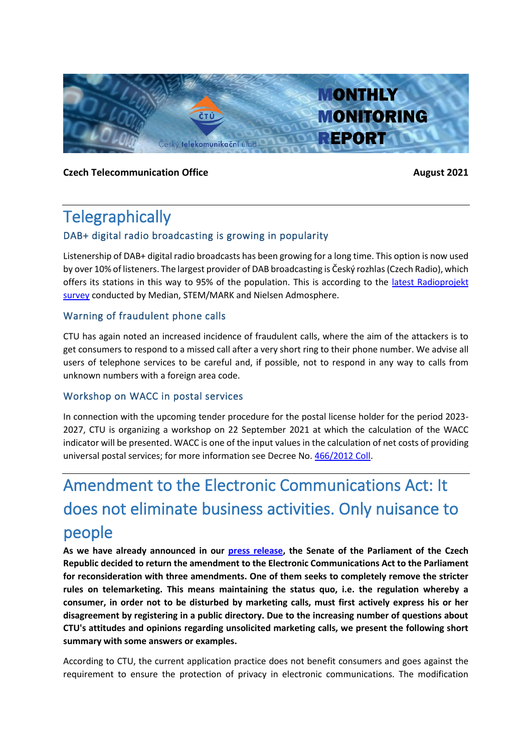MONTHLY MONITORING REPORT

**Czech Telecommunication Office** **August 2021**

# Telegraphically

## DAB+ digital radio broadcasting is growing in popularity

Listenership of DAB+ digital radio broadcasts has been growing for a long time. This option is now used by over 10% of listeners. The largest provider of DAB broadcasting is Český rozhlas (Czech Radio), which offers its stations in this way to 95% of the population. This is according to the latest Radioprojekt survey conducted by Median, STEM/MARK and Nielsen Admosphere.

## Warning of fraudulent phone calls

CTU has again noted an increased incidence of fraudulent calls, where the aim of the attackers is to get consumers to respond to a missed call after a very short ring to their phone number. We advise all users of telephone services to be careful and, if possible, not to respond in any way to calls from unknown numbers with a foreign area code.

## Workshop on WACC in postal services

In connection with the upcoming tender procedure for the postal license holder for the period 2023-2027, CTU is organizing a workshop on 22 September 2021 at which the calculation of the WACC indicator will be presented. WACC is one of the input values in the calculation of net costs of providing universal postal services; for more information see Decree No. 466/2012 Coll.

# Amendment to the Electronic Communications Act: It does not eliminate business activities. Only nuisance to people

**As we have already announced in our press release, the Senate of the Parliament of the Czech Republic decided to return the amendment to the Electronic Communications Act to the Parliament for reconsideration with three amendments. One of them seeks to completely remove the stricter rules on telemarketing. This means maintaining the status quo, i.e. the regulation whereby a consumer, in order not to be disturbed by marketing calls, must first actively express his or her disagreement by registering in a public directory. Due to the increasing number of questions about CTU's attitudes and opinions regarding unsolicited marketing calls, we present the following short summary with some answers or examples.**

According to CTU, the current application practice does not benefit consumers and goes against the requirement to ensure the protection of privacy in electronic communications. The modification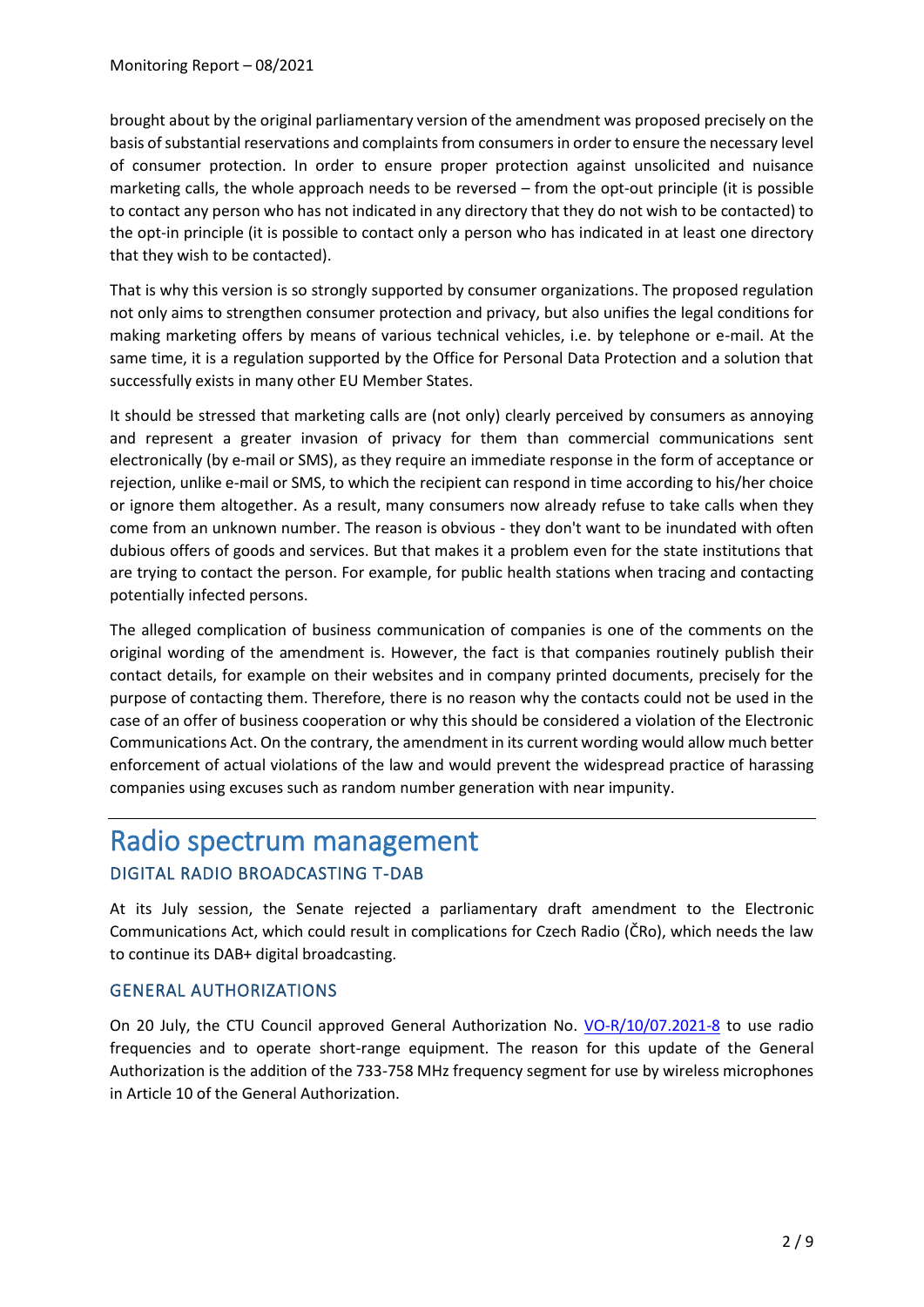brought about by the original parliamentary version of the amendment was proposed precisely on the basis of substantial reservations and complaints from consumers in order to ensure the necessary level of consumer protection. In order to ensure proper protection against unsolicited and nuisance marketing calls, the whole approach needs to be reversed – from the opt-out principle (it is possible to contact any person who has not indicated in any directory that they do not wish to be contacted) to the opt-in principle (it is possible to contact only a person who has indicated in at least one directory that they wish to be contacted).

That is why this version is so strongly supported by consumer organizations. The proposed regulation not only aims to strengthen consumer protection and privacy, but also unifies the legal conditions for making marketing offers by means of various technical vehicles, i.e. by telephone or e-mail. At the same time, it is a regulation supported by the Office for Personal Data Protection and a solution that successfully exists in many other EU Member States.

It should be stressed that marketing calls are (not only) clearly perceived by consumers as annoying and represent a greater invasion of privacy for them than commercial communications sent electronically (by e-mail or SMS), as they require an immediate response in the form of acceptance or rejection, unlike e-mail or SMS, to which the recipient can respond in time according to his/her choice or ignore them altogether. As a result, many consumers now already refuse to take calls when they come from an unknown number. The reason is obvious - they don't want to be inundated with often dubious offers of goods and services. But that makes it a problem even for the state institutions that are trying to contact the person. For example, for public health stations when tracing and contacting potentially infected persons.

The alleged complication of business communication of companies is one of the comments on the original wording of the amendment is. However, the fact is that companies routinely publish their contact details, for example on their websites and in company printed documents, precisely for the purpose of contacting them. Therefore, there is no reason why the contacts could not be used in the case of an offer of business cooperation or why this should be considered a violation of the Electronic Communications Act. On the contrary, the amendment in its current wording would allow much better enforcement of actual violations of the law and would prevent the widespread practice of harassing companies using excuses such as random number generation with near impunity.

# Radio spectrum management

## DIGITAL RADIO BROADCASTING T-DAB

At its July session, the Senate rejected a parliamentary draft amendment to the Electronic Communications Act, which could result in complications for Czech Radio (ČRo), which needs the law to continue its DAB+ digital broadcasting.

## GENERAL AUTHORIZATIONS

On 20 July, the CTU Council approved General Authorization No. VO-R/10/07.2021-8 to use radio frequencies and to operate short-range equipment. The reason for this update of the General Authorization is the addition of the 733-758 MHz frequency segment for use by wireless microphones in Article 10 of the General Authorization.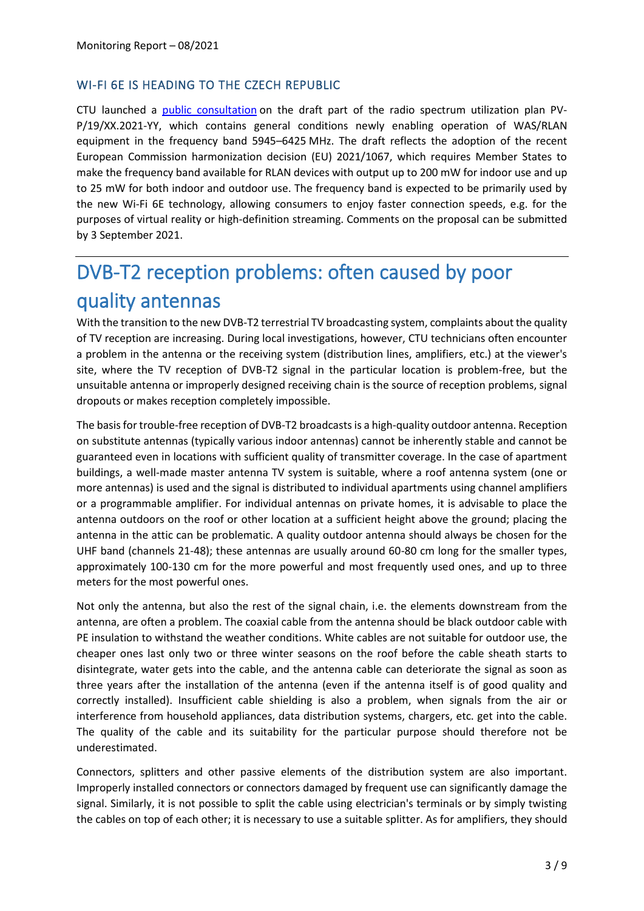## WI-FI 6E IS HEADING TO THE CZECH REPUBLIC

CTU launched a [public consultation]() on the draft part of the radio spectrum utilization plan PV-P/19/XX.2021-YY, which contains general conditions newly enabling operation of WAS/RLAN equipment in the frequency band 5945–6425 MHz. The draft reflects the adoption of the recent European Commission harmonization decision (EU) 2021/1067, which requires Member States to make the frequency band available for RLAN devices with output up to 200 mW for indoor use and up to 25 mW for both indoor and outdoor use. The frequency band is expected to be primarily used by the new Wi-Fi 6E technology, allowing consumers to enjoy faster connection speeds, e.g. for the purposes of virtual reality or high-definition streaming. Comments on the proposal can be submitted by 3 September 2021.

---

# DVB-T2 reception problems: often caused by poor quality antennas

With the transition to the new DVB-T2 terrestrial TV broadcasting system, complaints about the quality of TV reception are increasing. During local investigations, however, CTU technicians often encounter a problem in the antenna or the receiving system (distribution lines, amplifiers, etc.) at the viewer's site, where the TV reception of DVB-T2 signal in the particular location is problem-free, but the unsuitable antenna or improperly designed receiving chain is the source of reception problems, signal dropouts or makes reception completely impossible.

The basis for trouble-free reception of DVB-T2 broadcasts is a high-quality outdoor antenna. Reception on substitute antennas (typically various indoor antennas) cannot be inherently stable and cannot be guaranteed even in locations with sufficient quality of transmitter coverage. In the case of apartment buildings, a well-made master antenna TV system is suitable, where a roof antenna system (one or more antennas) is used and the signal is distributed to individual apartments using channel amplifiers or a programmable amplifier. For individual antennas on private homes, it is advisable to place the antenna outdoors on the roof or other location at a sufficient height above the ground; placing the antenna in the attic can be problematic. A quality outdoor antenna should always be chosen for the UHF band (channels 21-48); these antennas are usually around 60-80 cm long for the smaller types, approximately 100-130 cm for the more powerful and most frequently used ones, and up to three meters for the most powerful ones.

Not only the antenna, but also the rest of the signal chain, i.e. the elements downstream from the antenna, are often a problem. The coaxial cable from the antenna should be black outdoor cable with PE insulation to withstand the weather conditions. White cables are not suitable for outdoor use, the cheaper ones last only two or three winter seasons on the roof before the cable sheath starts to disintegrate, water gets into the cable, and the antenna cable can deteriorate the signal as soon as three years after the installation of the antenna (even if the antenna itself is of good quality and correctly installed). Insufficient cable shielding is also a problem, when signals from the air or interference from household appliances, data distribution systems, chargers, etc. get into the cable. The quality of the cable and its suitability for the particular purpose should therefore not be underestimated.

Connectors, splitters and other passive elements of the distribution system are also important. Improperly installed connectors or connectors damaged by frequent use can significantly damage the signal. Similarly, it is not possible to split the cable using electrician's terminals or by simply twisting the cables on top of each other; it is necessary to use a suitable splitter. As for amplifiers, they should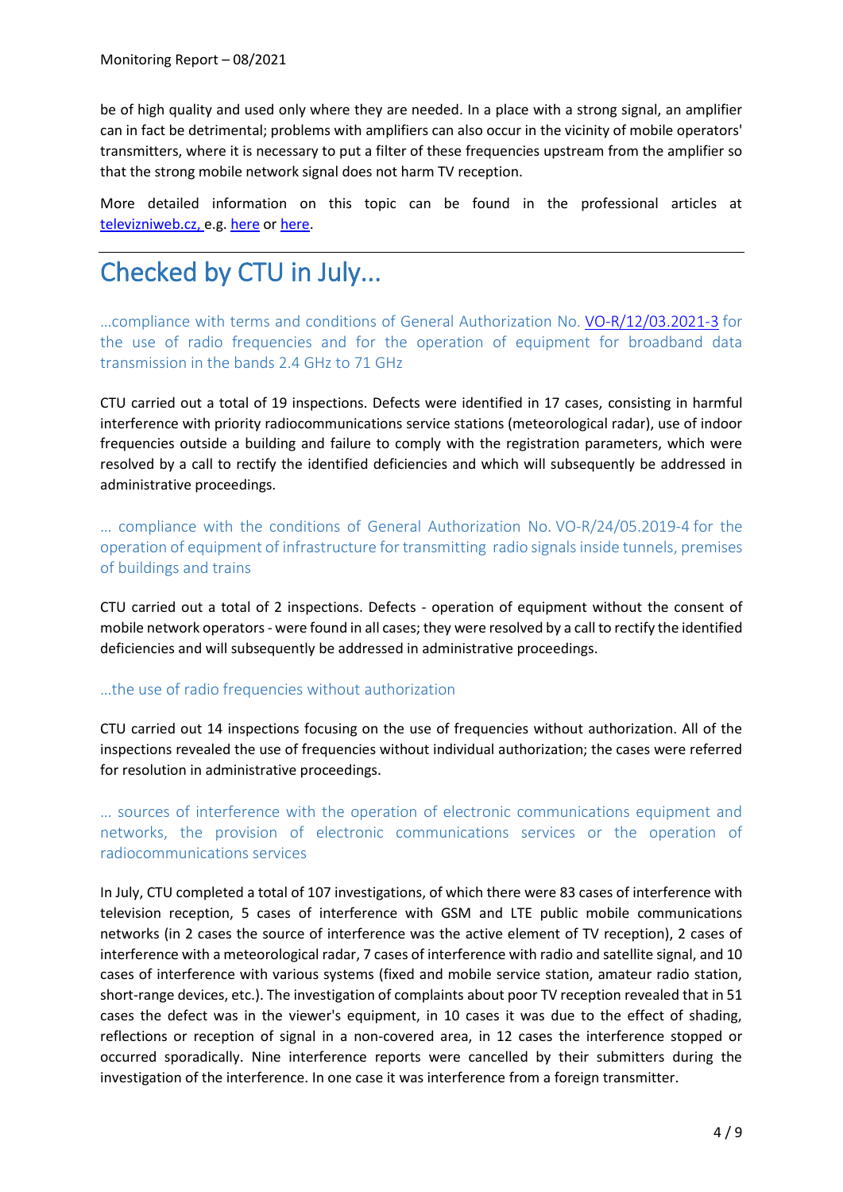be of high quality and used only where they are needed. In a place with a strong signal, an amplifier can in fact be detrimental; problems with amplifiers can also occur in the vicinity of mobile operators' transmitters, where it is necessary to put a filter of these frequencies upstream from the amplifier so that the strong mobile network signal does not harm TV reception.

More detailed information on this topic can be found in the professional articles at televizniweb.cz, e.g. here or here.

# Checked by CTU in July...

### ...compliance with terms and conditions of General Authorization No. VO-R/12/03.2021-3 for the use of radio frequencies and for the operation of equipment for broadband data transmission in the bands 2.4 GHz to 71 GHz

CTU carried out a total of 19 inspections. Defects were identified in 17 cases, consisting in harmful interference with priority radiocommunications service stations (meteorological radar), use of indoor frequencies outside a building and failure to comply with the registration parameters, which were resolved by a call to rectify the identified deficiencies and which will subsequently be addressed in administrative proceedings.

### ... compliance with the conditions of General Authorization No. VO-R/24/05.2019-4 for the operation of equipment of infrastructure for transmitting radio signals inside tunnels, premises of buildings and trains

CTU carried out a total of 2 inspections. Defects - operation of equipment without the consent of mobile network operators - were found in all cases; they were resolved by a call to rectify the identified deficiencies and will subsequently be addressed in administrative proceedings.

### ...the use of radio frequencies without authorization

CTU carried out 14 inspections focusing on the use of frequencies without authorization. All of the inspections revealed the use of frequencies without individual authorization; the cases were referred for resolution in administrative proceedings.

### ... sources of interference with the operation of electronic communications equipment and networks, the provision of electronic communications services or the operation of radiocommunications services

In July, CTU completed a total of 107 investigations, of which there were 83 cases of interference with television reception, 5 cases of interference with GSM and LTE public mobile communications networks (in 2 cases the source of interference was the active element of TV reception), 2 cases of interference with a meteorological radar, 7 cases of interference with radio and satellite signal, and 10 cases of interference with various systems (fixed and mobile service station, amateur radio station, short-range devices, etc.). The investigation of complaints about poor TV reception revealed that in 51 cases the defect was in the viewer's equipment, in 10 cases it was due to the effect of shading, reflections or reception of signal in a non-covered area, in 12 cases the interference stopped or occurred sporadically. Nine interference reports were cancelled by their submitters during the investigation of the interference. In one case it was interference from a foreign transmitter.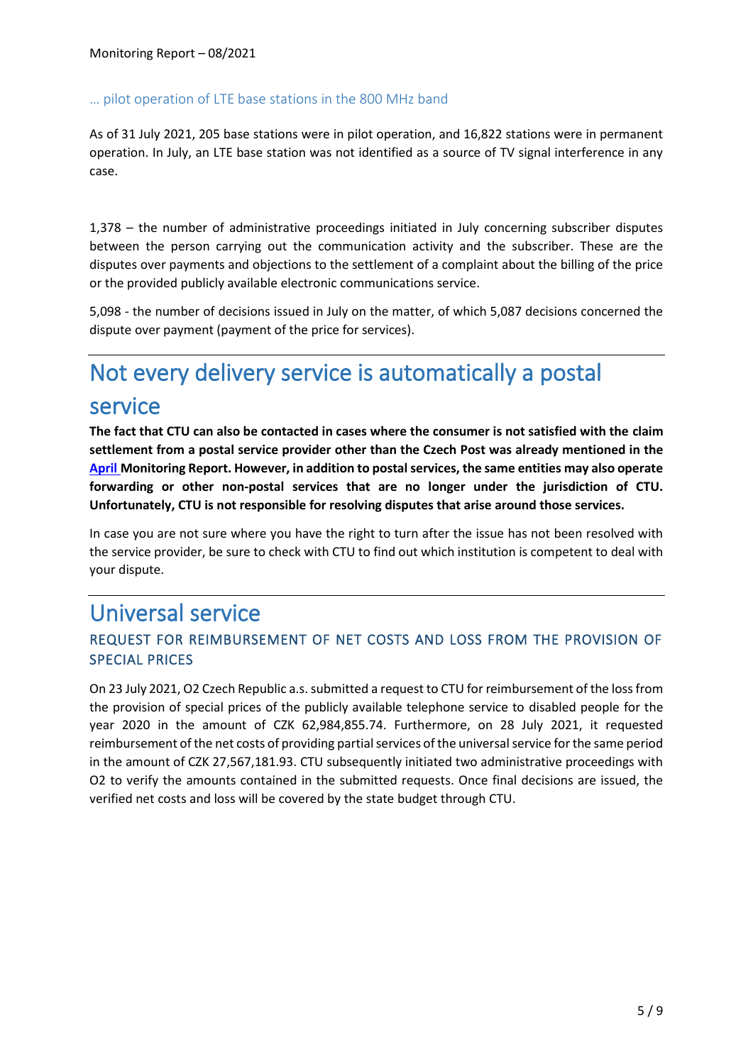### … pilot operation of LTE base stations in the 800 MHz band

As of 31 July 2021, 205 base stations were in pilot operation, and 16,822 stations were in permanent operation. In July, an LTE base station was not identified as a source of TV signal interference in any case.

1,378 – the number of administrative proceedings initiated in July concerning subscriber disputes between the person carrying out the communication activity and the subscriber. These are the disputes over payments and objections to the settlement of a complaint about the billing of the price or the provided publicly available electronic communications service.

5,098 - the number of decisions issued in July on the matter, of which 5,087 decisions concerned the dispute over payment (payment of the price for services).

# Not every delivery service is automatically a postal service

**The fact that CTU can also be contacted in cases where the consumer is not satisfied with the claim settlement from a postal service provider other than the Czech Post was already mentioned in the April Monitoring Report. However, in addition to postal services, the same entities may also operate forwarding or other non-postal services that are no longer under the jurisdiction of CTU. Unfortunately, CTU is not responsible for resolving disputes that arise around those services.**

In case you are not sure where you have the right to turn after the issue has not been resolved with the service provider, be sure to check with CTU to find out which institution is competent to deal with your dispute.

# Universal service

## REQUEST FOR REIMBURSEMENT OF NET COSTS AND LOSS FROM THE PROVISION OF SPECIAL PRICES

On 23 July 2021, O2 Czech Republic a.s. submitted a request to CTU for reimbursement of the loss from the provision of special prices of the publicly available telephone service to disabled people for the year 2020 in the amount of CZK 62,984,855.74. Furthermore, on 28 July 2021, it requested reimbursement of the net costs of providing partial services of the universal service for the same period in the amount of CZK 27,567,181.93. CTU subsequently initiated two administrative proceedings with O2 to verify the amounts contained in the submitted requests. Once final decisions are issued, the verified net costs and loss will be covered by the state budget through CTU.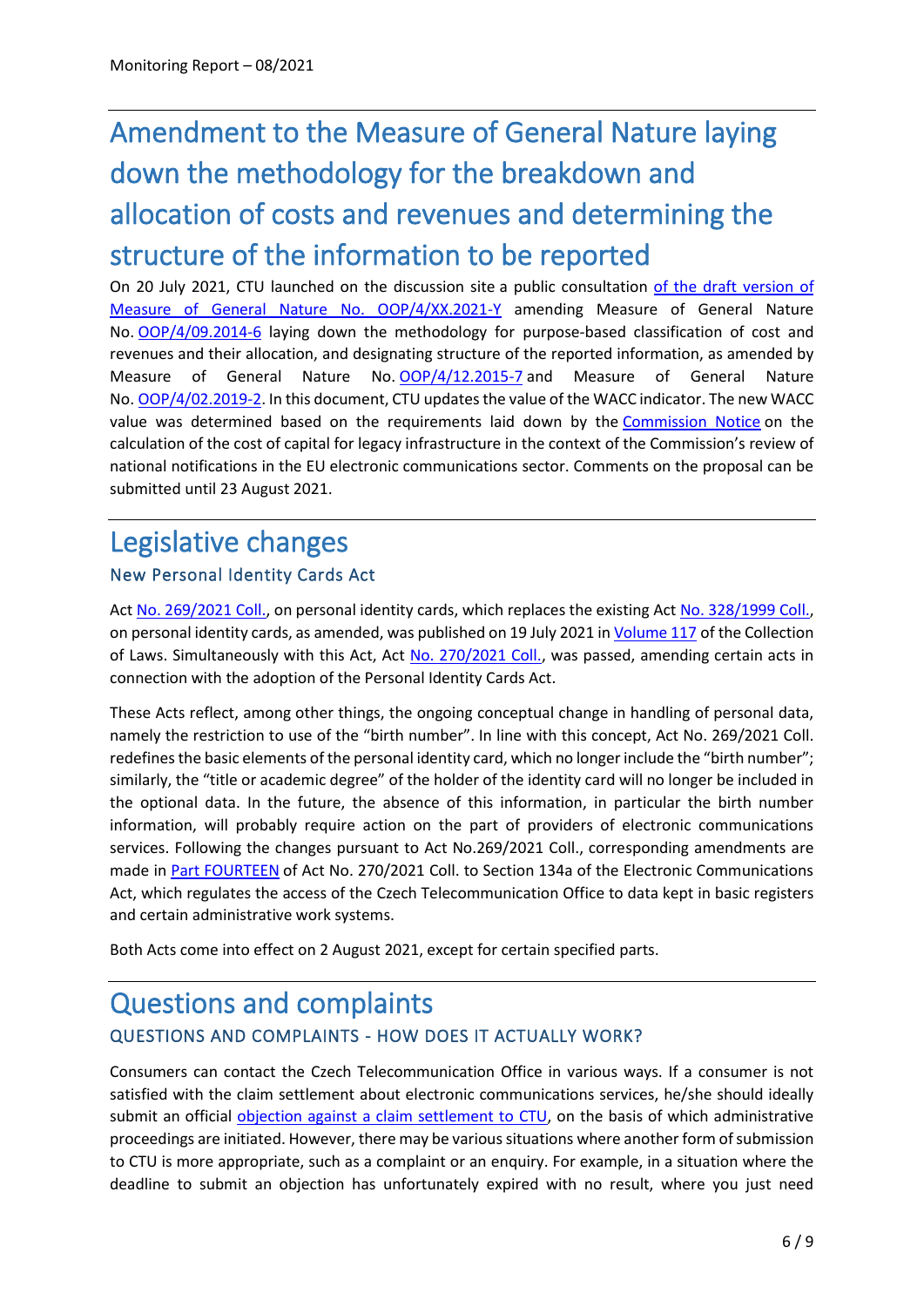## Amendment to the Measure of General Nature laying down the methodology for the breakdown and allocation of costs and revenues and determining the structure of the information to be reported

On 20 July 2021, CTU launched on the discussion site a public consultation of the draft version of Measure of General Nature No. OOP/4/XX.2021-Y amending Measure of General Nature No. OOP/4/09.2014-6 laying down the methodology for purpose-based classification of cost and revenues and their allocation, and designating structure of the reported information, as amended by Measure of General Nature No. OOP/4/12.2015-7 and Measure of General Nature No. OOP/4/02.2019-2. In this document, CTU updates the value of the WACC indicator. The new WACC value was determined based on the requirements laid down by the Commission Notice on the calculation of the cost of capital for legacy infrastructure in the context of the Commission's review of national notifications in the EU electronic communications sector. Comments on the proposal can be submitted until 23 August 2021.

## Legislative changes

### New Personal Identity Cards Act

Act No. 269/2021 Coll., on personal identity cards, which replaces the existing Act No. 328/1999 Coll., on personal identity cards, as amended, was published on 19 July 2021 in Volume 117 of the Collection of Laws. Simultaneously with this Act, Act No. 270/2021 Coll., was passed, amending certain acts in connection with the adoption of the Personal Identity Cards Act.

These Acts reflect, among other things, the ongoing conceptual change in handling of personal data, namely the restriction to use of the "birth number". In line with this concept, Act No. 269/2021 Coll. redefines the basic elements of the personal identity card, which no longer include the "birth number"; similarly, the "title or academic degree" of the holder of the identity card will no longer be included in the optional data. In the future, the absence of this information, in particular the birth number information, will probably require action on the part of providers of electronic communications services. Following the changes pursuant to Act No.269/2021 Coll., corresponding amendments are made in Part FOURTEEN of Act No. 270/2021 Coll. to Section 134a of the Electronic Communications Act, which regulates the access of the Czech Telecommunication Office to data kept in basic registers and certain administrative work systems.

Both Acts come into effect on 2 August 2021, except for certain specified parts.

## Questions and complaints

### QUESTIONS AND COMPLAINTS - HOW DOES IT ACTUALLY WORK?

Consumers can contact the Czech Telecommunication Office in various ways. If a consumer is not satisfied with the claim settlement about electronic communications services, he/she should ideally submit an official objection against a claim settlement to CTU, on the basis of which administrative proceedings are initiated. However, there may be various situations where another form of submission to CTU is more appropriate, such as a complaint or an enquiry. For example, in a situation where the deadline to submit an objection has unfortunately expired with no result, where you just need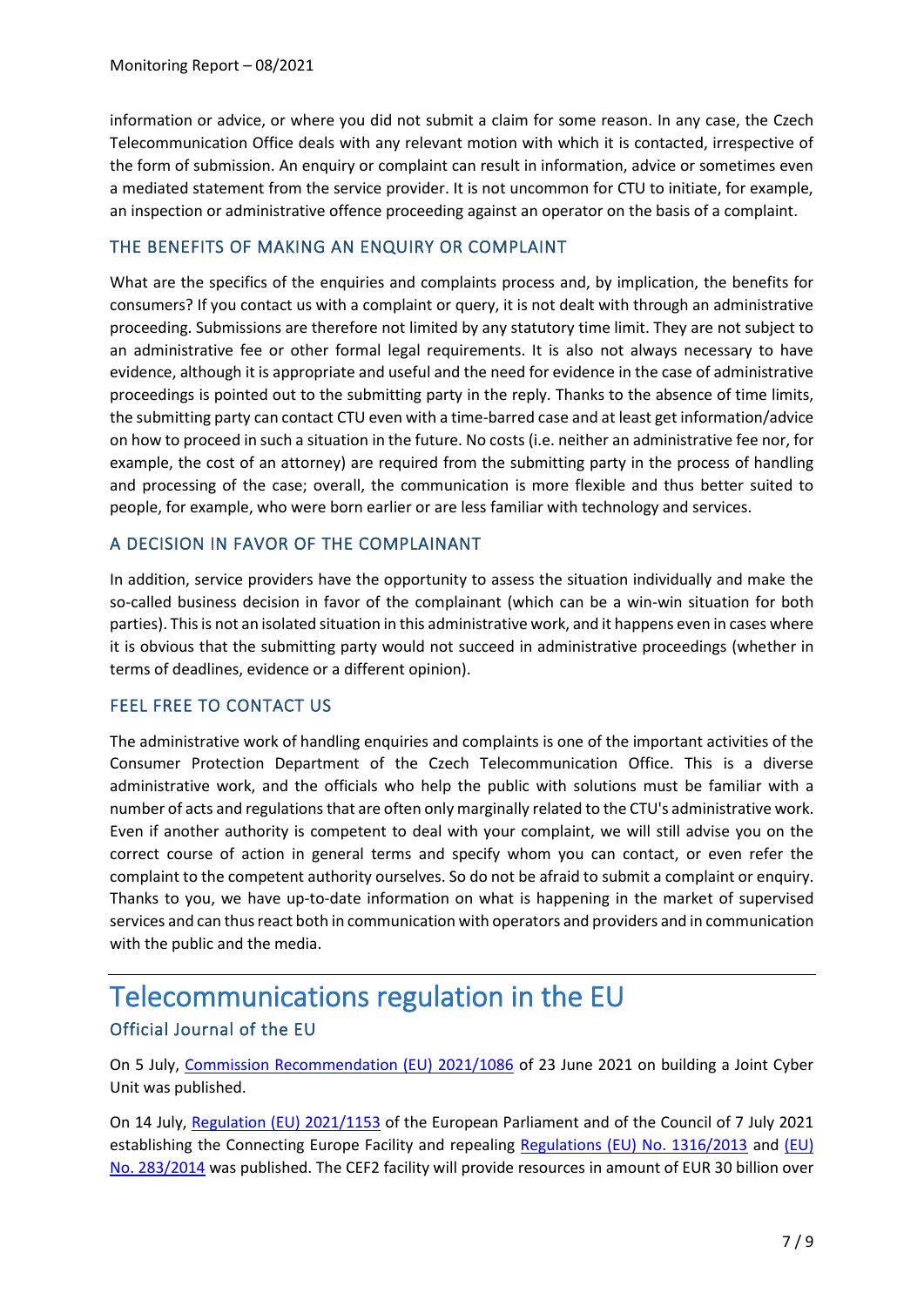information or advice, or where you did not submit a claim for some reason. In any case, the Czech Telecommunication Office deals with any relevant motion with which it is contacted, irrespective of the form of submission. An enquiry or complaint can result in information, advice or sometimes even a mediated statement from the service provider. It is not uncommon for CTU to initiate, for example, an inspection or administrative offence proceeding against an operator on the basis of a complaint.

### THE BENEFITS OF MAKING AN ENQUIRY OR COMPLAINT

What are the specifics of the enquiries and complaints process and, by implication, the benefits for consumers? If you contact us with a complaint or query, it is not dealt with through an administrative proceeding. Submissions are therefore not limited by any statutory time limit. They are not subject to an administrative fee or other formal legal requirements. It is also not always necessary to have evidence, although it is appropriate and useful and the need for evidence in the case of administrative proceedings is pointed out to the submitting party in the reply. Thanks to the absence of time limits, the submitting party can contact CTU even with a time-barred case and at least get information/advice on how to proceed in such a situation in the future. No costs (i.e. neither an administrative fee nor, for example, the cost of an attorney) are required from the submitting party in the process of handling and processing of the case; overall, the communication is more flexible and thus better suited to people, for example, who were born earlier or are less familiar with technology and services.

### A DECISION IN FAVOR OF THE COMPLAINANT

In addition, service providers have the opportunity to assess the situation individually and make the so-called business decision in favor of the complainant (which can be a win-win situation for both parties). This is not an isolated situation in this administrative work, and it happens even in cases where it is obvious that the submitting party would not succeed in administrative proceedings (whether in terms of deadlines, evidence or a different opinion).

### FEEL FREE TO CONTACT US

The administrative work of handling enquiries and complaints is one of the important activities of the Consumer Protection Department of the Czech Telecommunication Office. This is a diverse administrative work, and the officials who help the public with solutions must be familiar with a number of acts and regulations that are often only marginally related to the CTU's administrative work. Even if another authority is competent to deal with your complaint, we will still advise you on the correct course of action in general terms and specify whom you can contact, or even refer the complaint to the competent authority ourselves. So do not be afraid to submit a complaint or enquiry. Thanks to you, we have up-to-date information on what is happening in the market of supervised services and can thus react both in communication with operators and providers and in communication with the public and the media.

# Telecommunications regulation in the EU

## Official Journal of the EU

On 5 July, Commission Recommendation (EU) 2021/1086 of 23 June 2021 on building a Joint Cyber Unit was published.

On 14 July, Regulation (EU) 2021/1153 of the European Parliament and of the Council of 7 July 2021 establishing the Connecting Europe Facility and repealing Regulations (EU) No. 1316/2013 and (EU) No. 283/2014 was published. The CEF2 facility will provide resources in amount of EUR 30 billion over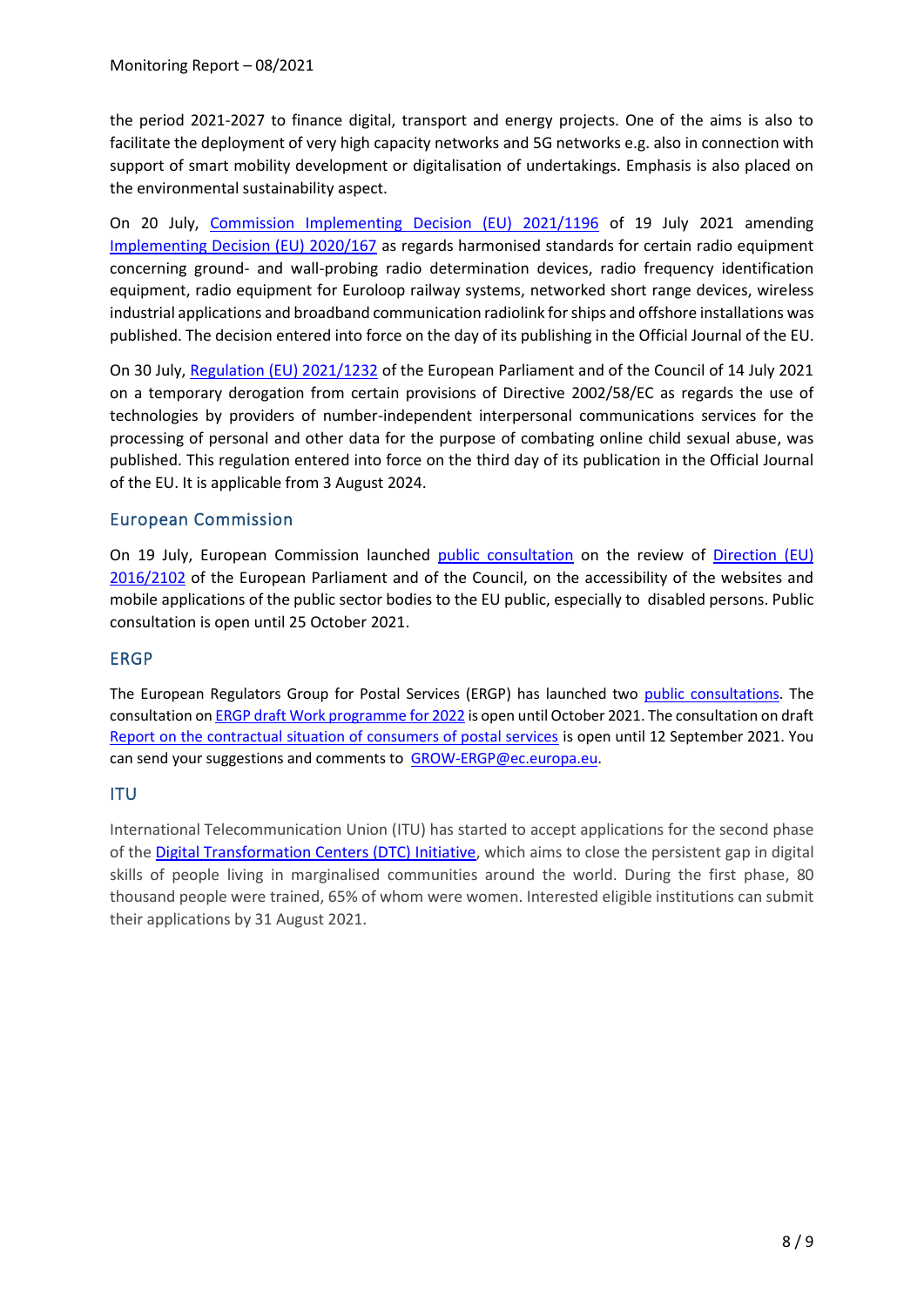the period 2021-2027 to finance digital, transport and energy projects. One of the aims is also to facilitate the deployment of very high capacity networks and 5G networks e.g. also in connection with support of smart mobility development or digitalisation of undertakings. Emphasis is also placed on the environmental sustainability aspect.

On 20 July, Commission Implementing Decision (EU) 2021/1196 of 19 July 2021 amending Implementing Decision (EU) 2020/167 as regards harmonised standards for certain radio equipment concerning ground- and wall-probing radio determination devices, radio frequency identification equipment, radio equipment for Euroloop railway systems, networked short range devices, wireless industrial applications and broadband communication radiolink for ships and offshore installations was published. The decision entered into force on the day of its publishing in the Official Journal of the EU.

On 30 July, Regulation (EU) 2021/1232 of the European Parliament and of the Council of 14 July 2021 on a temporary derogation from certain provisions of Directive 2002/58/EC as regards the use of technologies by providers of number-independent interpersonal communications services for the processing of personal and other data for the purpose of combating online child sexual abuse, was published. This regulation entered into force on the third day of its publication in the Official Journal of the EU. It is applicable from 3 August 2024.

## European Commission

On 19 July, European Commission launched public consultation on the review of Direction (EU) 2016/2102 of the European Parliament and of the Council, on the accessibility of the websites and mobile applications of the public sector bodies to the EU public, especially to disabled persons. Public consultation is open until 25 October 2021.

## ERGP

The European Regulators Group for Postal Services (ERGP) has launched two public consultations. The consultation on ERGP draft Work programme for 2022 is open until October 2021. The consultation on draft Report on the contractual situation of consumers of postal services is open until 12 September 2021. You can send your suggestions and comments to GROW-ERGP@ec.europa.eu.

## ITU

International Telecommunication Union (ITU) has started to accept applications for the second phase of the Digital Transformation Centers (DTC) Initiative, which aims to close the persistent gap in digital skills of people living in marginalised communities around the world. During the first phase, 80 thousand people were trained, 65% of whom were women. Interested eligible institutions can submit their applications by 31 August 2021.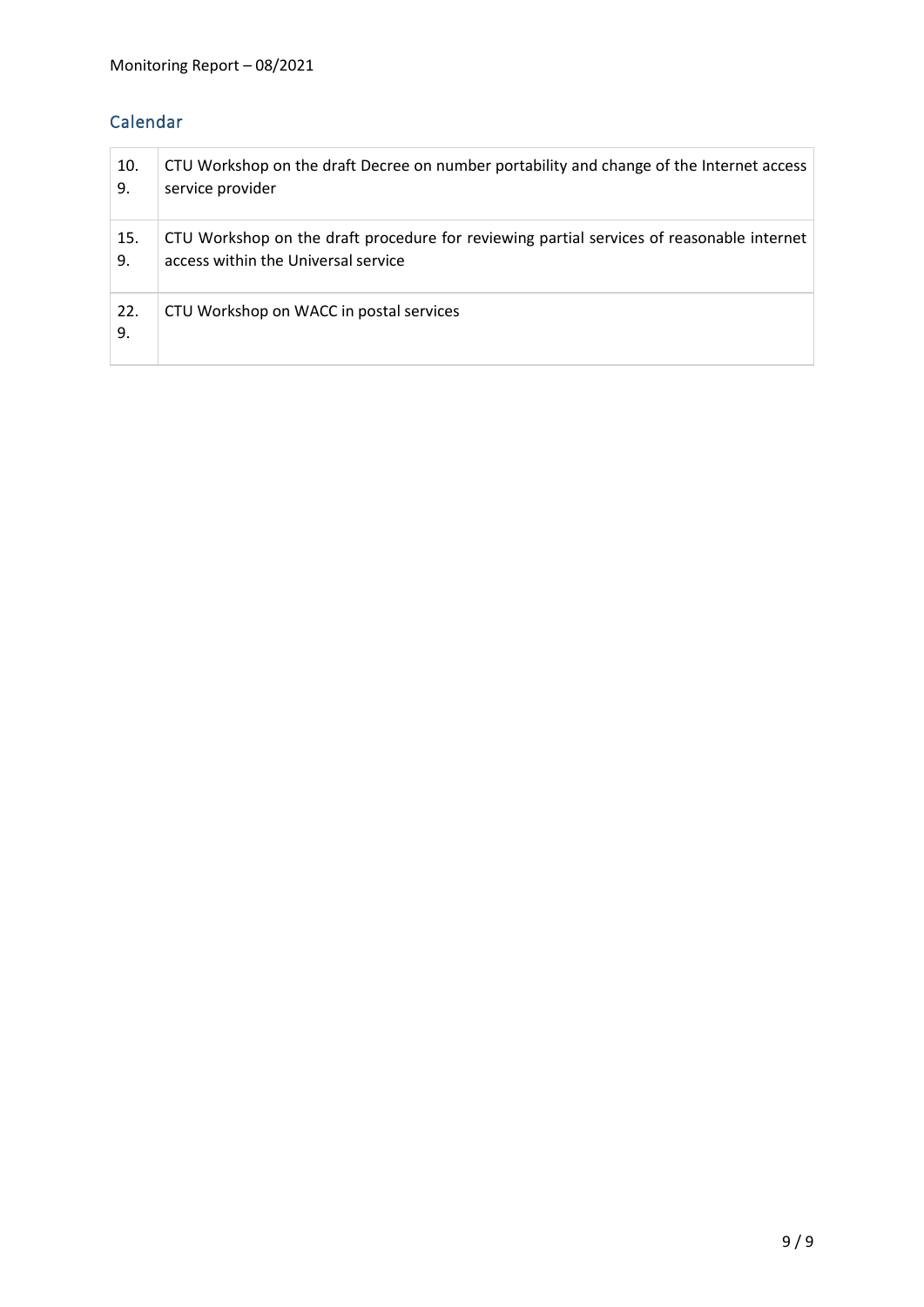## Calendar

| | |
|---|---|
| 10. 9. | CTU Workshop on the draft Decree on number portability and change of the Internet access service provider |
| 15. 9. | CTU Workshop on the draft procedure for reviewing partial services of reasonable internet access within the Universal service |
| 22. 9. | CTU Workshop on WACC in postal services |